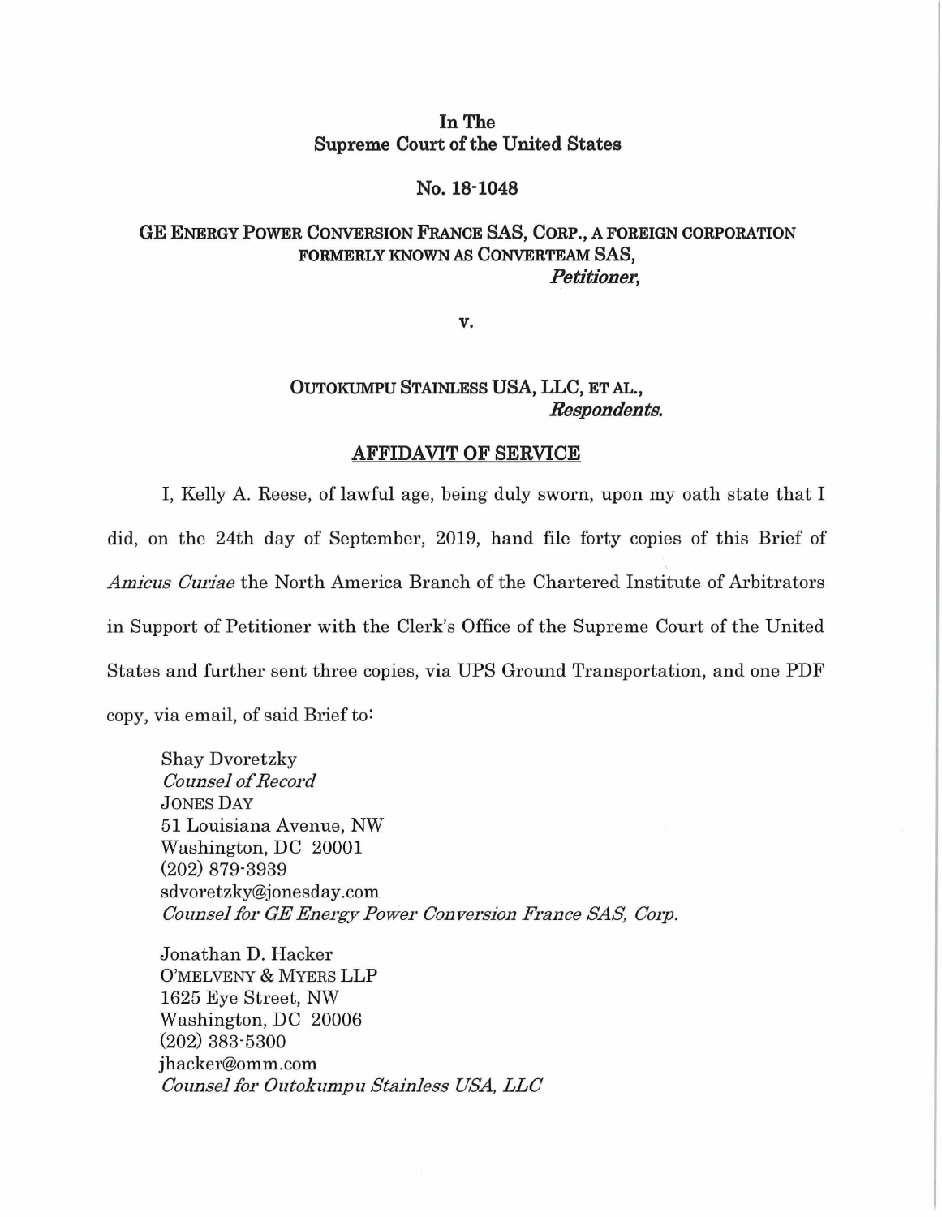**In The**
**Supreme Court of the United States**

**No. 18-1048**

**GE ENERGY POWER CONVERSION FRANCE SAS, CORP., A FOREIGN CORPORATION FORMERLY KNOWN AS CONVERTEAM SAS,**
***Petitioner,***

**v.**

**OUTOKUMPU STAINLESS USA, LLC, ET AL.,**
***Respondents.***

**AFFIDAVIT OF SERVICE**

I, Kelly A. Reese, of lawful age, being duly sworn, upon my oath state that I did, on the 24th day of September, 2019, hand file forty copies of this Brief of *Amicus Curiae* the North America Branch of the Chartered Institute of Arbitrators in Support of Petitioner with the Clerk's Office of the Supreme Court of the United States and further sent three copies, via UPS Ground Transportation, and one PDF copy, via email, of said Brief to:

Shay Dvoretzky
*Counsel of Record*
JONES DAY
51 Louisiana Avenue, NW
Washington, DC 20001
(202) 879-3939
sdvoretzky@jonesday.com
*Counsel for GE Energy Power Conversion France SAS, Corp.*

Jonathan D. Hacker
O'MELVENY & MYERS LLP
1625 Eye Street, NW
Washington, DC 20006
(202) 383-5300
jhacker@omm.com
*Counsel for Outokumpu Stainless USA, LLC*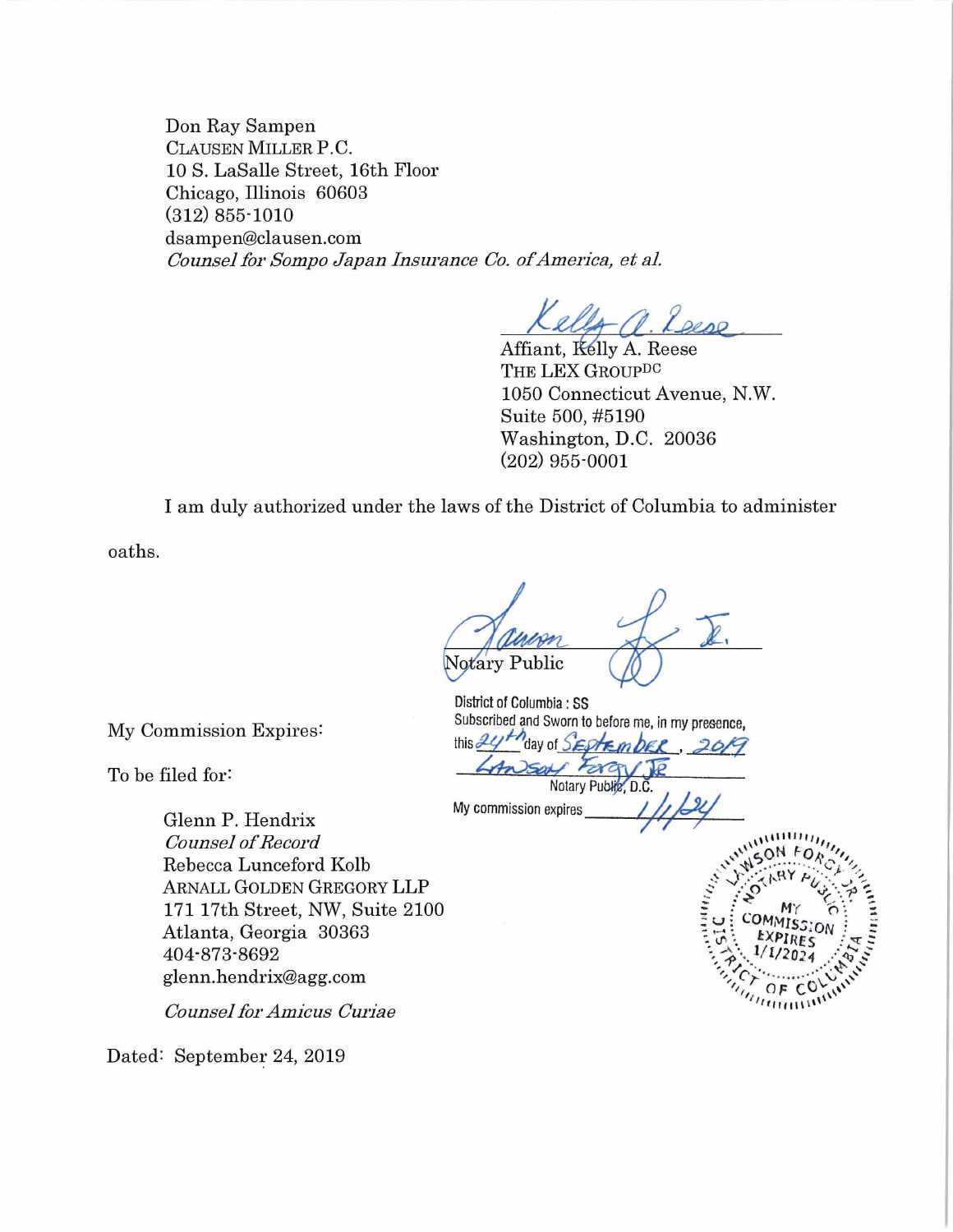Don Ray Sampen
CLAUSEN MILLER P.C.
10 S. LaSalle Street, 16th Floor
Chicago, Illinois 60603
(312) 855-1010
dsampen@clausen.com
*Counsel for Sompo Japan Insurance Co. of America, et al.*

Kelly A. Reese

Affiant, Kelly A. Reese
THE LEX GROUP[DC]
1050 Connecticut Avenue, N.W.
Suite 500, #5190
Washington, D.C. 20036
(202) 955-0001

I am duly authorized under the laws of the District of Columbia to administer oaths.

Notary Public

District of Columbia : SS
Subscribed and Sworn to before me, in my presence,
this 24th day of September, 2019
Lawson Forcy Jr
Notary Public, D.C.
My commission expires 1/1/24

LAWSON FORCY JR. NOTARY PUBLIC MY COMMISSION EXPIRES 1/1/2024 DISTRICT OF COLUMBIA

My Commission Expires:

To be filed for:

Glenn P. Hendrix
*Counsel of Record*
Rebecca Lunceford Kolb
ARNALL GOLDEN GREGORY LLP
171 17th Street, NW, Suite 2100
Atlanta, Georgia 30363
404-873-8692
glenn.hendrix@agg.com

*Counsel for Amicus Curiae*

Dated: September 24, 2019